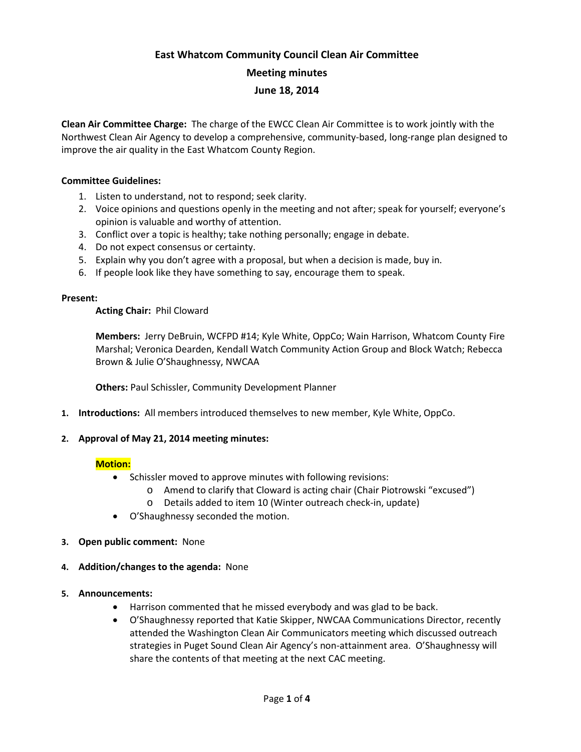# East Whatcom Community Council Clean Air Committee

## Meeting minutes

## June 18, 2014

**Clean Air Committee Charge:** The charge of the EWCC Clean Air Committee is to work jointly with the Northwest Clean Air Agency to develop a comprehensive, community-based, long-range plan designed to improve the air quality in the East Whatcom County Region.

**Committee Guidelines:**

1. Listen to understand, not to respond; seek clarity.
2. Voice opinions and questions openly in the meeting and not after; speak for yourself; everyone's opinion is valuable and worthy of attention.
3. Conflict over a topic is healthy; take nothing personally; engage in debate.
4. Do not expect consensus or certainty.
5. Explain why you don't agree with a proposal, but when a decision is made, buy in.
6. If people look like they have something to say, encourage them to speak.

**Present:**

**Acting Chair:** Phil Cloward

**Members:** Jerry DeBruin, WCFPD #14; Kyle White, OppCo; Wain Harrison, Whatcom County Fire Marshal; Veronica Dearden, Kendall Watch Community Action Group and Block Watch; Rebecca Brown & Julie O'Shaughnessy, NWCAA

**Others:** Paul Schissler, Community Development Planner

1. **Introductions:** All members introduced themselves to new member, Kyle White, OppCo.
2. **Approval of May 21, 2014 meeting minutes:**

   **Motion:**
   - Schissler moved to approve minutes with following revisions:
     - Amend to clarify that Cloward is acting chair (Chair Piotrowski "excused")
     - Details added to item 10 (Winter outreach check-in, update)
   - O'Shaughnessy seconded the motion.
3. **Open public comment:** None
4. **Addition/changes to the agenda:** None
5. **Announcements:**
   - Harrison commented that he missed everybody and was glad to be back.
   - O'Shaughnessy reported that Katie Skipper, NWCAA Communications Director, recently attended the Washington Clean Air Communicators meeting which discussed outreach strategies in Puget Sound Clean Air Agency's non-attainment area. O'Shaughnessy will share the contents of that meeting at the next CAC meeting.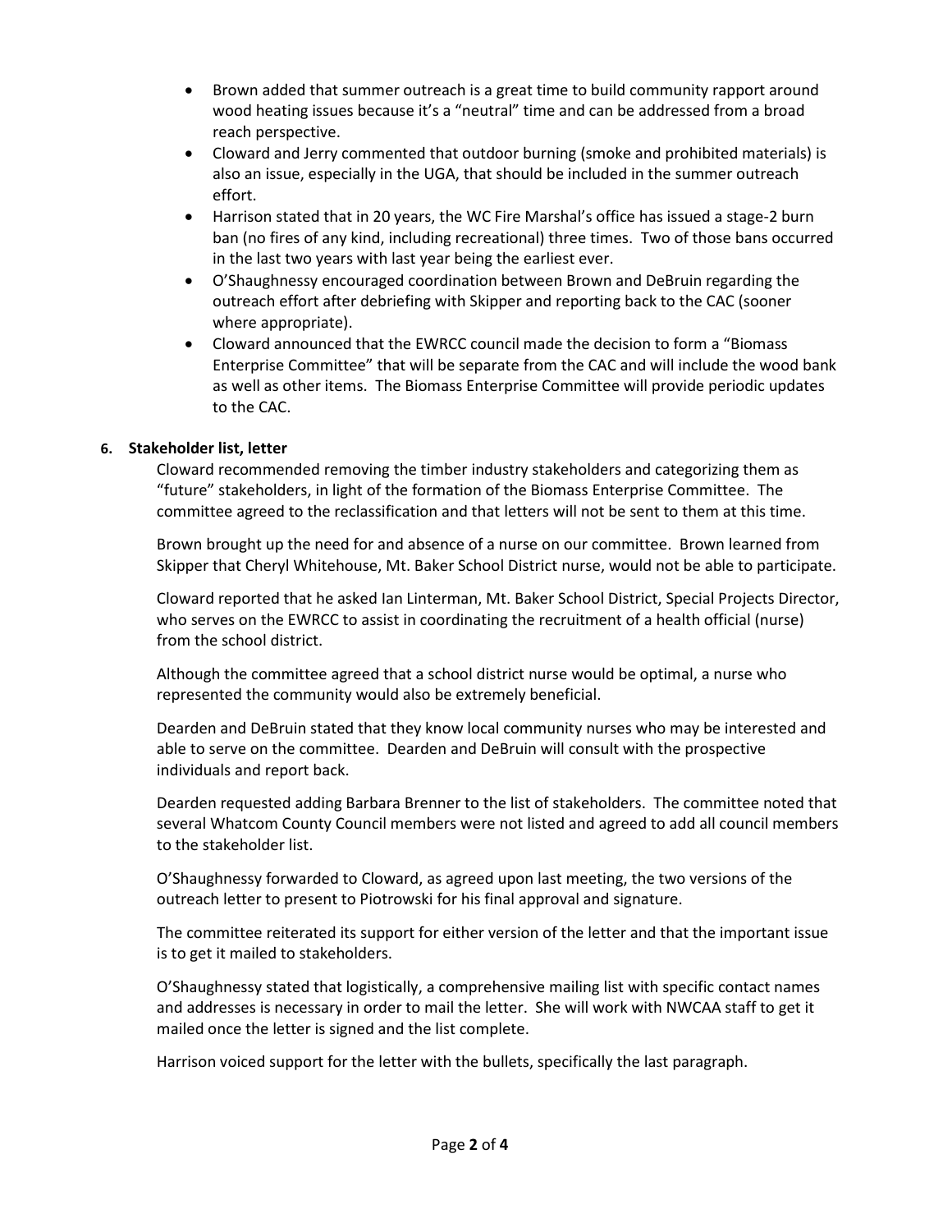- Brown added that summer outreach is a great time to build community rapport around wood heating issues because it's a "neutral" time and can be addressed from a broad reach perspective.
- Cloward and Jerry commented that outdoor burning (smoke and prohibited materials) is also an issue, especially in the UGA, that should be included in the summer outreach effort.
- Harrison stated that in 20 years, the WC Fire Marshal's office has issued a stage-2 burn ban (no fires of any kind, including recreational) three times. Two of those bans occurred in the last two years with last year being the earliest ever.
- O'Shaughnessy encouraged coordination between Brown and DeBruin regarding the outreach effort after debriefing with Skipper and reporting back to the CAC (sooner where appropriate).
- Cloward announced that the EWRCC council made the decision to form a "Biomass Enterprise Committee" that will be separate from the CAC and will include the wood bank as well as other items. The Biomass Enterprise Committee will provide periodic updates to the CAC.

**6. Stakeholder list, letter**

Cloward recommended removing the timber industry stakeholders and categorizing them as "future" stakeholders, in light of the formation of the Biomass Enterprise Committee. The committee agreed to the reclassification and that letters will not be sent to them at this time.

Brown brought up the need for and absence of a nurse on our committee. Brown learned from Skipper that Cheryl Whitehouse, Mt. Baker School District nurse, would not be able to participate.

Cloward reported that he asked Ian Linterman, Mt. Baker School District, Special Projects Director, who serves on the EWRCC to assist in coordinating the recruitment of a health official (nurse) from the school district.

Although the committee agreed that a school district nurse would be optimal, a nurse who represented the community would also be extremely beneficial.

Dearden and DeBruin stated that they know local community nurses who may be interested and able to serve on the committee. Dearden and DeBruin will consult with the prospective individuals and report back.

Dearden requested adding Barbara Brenner to the list of stakeholders. The committee noted that several Whatcom County Council members were not listed and agreed to add all council members to the stakeholder list.

O'Shaughnessy forwarded to Cloward, as agreed upon last meeting, the two versions of the outreach letter to present to Piotrowski for his final approval and signature.

The committee reiterated its support for either version of the letter and that the important issue is to get it mailed to stakeholders.

O'Shaughnessy stated that logistically, a comprehensive mailing list with specific contact names and addresses is necessary in order to mail the letter. She will work with NWCAA staff to get it mailed once the letter is signed and the list complete.

Harrison voiced support for the letter with the bullets, specifically the last paragraph.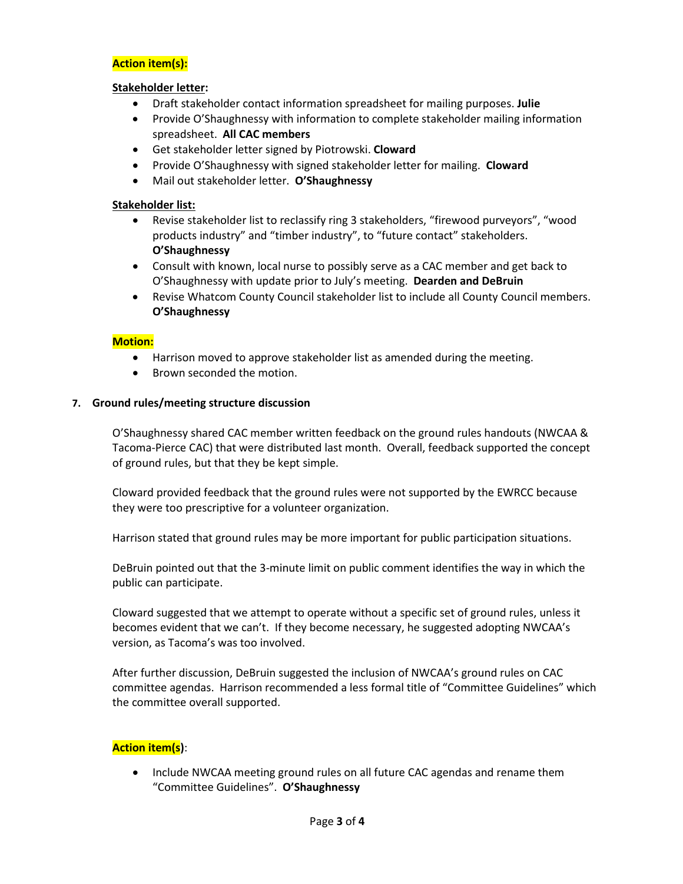**Action item(s):**

**Stakeholder letter:**

- Draft stakeholder contact information spreadsheet for mailing purposes. **Julie**
- Provide O'Shaughnessy with information to complete stakeholder mailing information spreadsheet. **All CAC members**
- Get stakeholder letter signed by Piotrowski. **Cloward**
- Provide O'Shaughnessy with signed stakeholder letter for mailing. **Cloward**
- Mail out stakeholder letter. **O'Shaughnessy**

**Stakeholder list:**

- Revise stakeholder list to reclassify ring 3 stakeholders, "firewood purveyors", "wood products industry" and "timber industry", to "future contact" stakeholders. **O'Shaughnessy**
- Consult with known, local nurse to possibly serve as a CAC member and get back to O'Shaughnessy with update prior to July's meeting. **Dearden and DeBruin**
- Revise Whatcom County Council stakeholder list to include all County Council members. **O'Shaughnessy**

**Motion:**

- Harrison moved to approve stakeholder list as amended during the meeting.
- Brown seconded the motion.

**7. Ground rules/meeting structure discussion**

O'Shaughnessy shared CAC member written feedback on the ground rules handouts (NWCAA & Tacoma-Pierce CAC) that were distributed last month. Overall, feedback supported the concept of ground rules, but that they be kept simple.

Cloward provided feedback that the ground rules were not supported by the EWRCC because they were too prescriptive for a volunteer organization.

Harrison stated that ground rules may be more important for public participation situations.

DeBruin pointed out that the 3-minute limit on public comment identifies the way in which the public can participate.

Cloward suggested that we attempt to operate without a specific set of ground rules, unless it becomes evident that we can't. If they become necessary, he suggested adopting NWCAA's version, as Tacoma's was too involved.

After further discussion, DeBruin suggested the inclusion of NWCAA's ground rules on CAC committee agendas. Harrison recommended a less formal title of "Committee Guidelines" which the committee overall supported.

**Action item(s)**:

- Include NWCAA meeting ground rules on all future CAC agendas and rename them "Committee Guidelines". **O'Shaughnessy**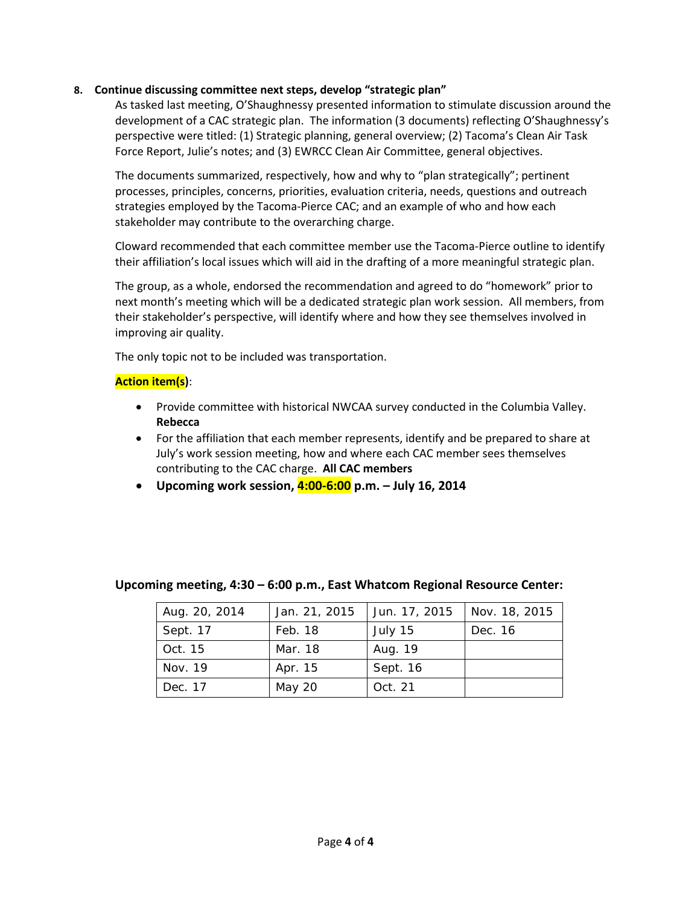8. **Continue discussing committee next steps, develop "strategic plan"**

As tasked last meeting, O'Shaughnessy presented information to stimulate discussion around the development of a CAC strategic plan. The information (3 documents) reflecting O'Shaughnessy's perspective were titled: (1) Strategic planning, general overview; (2) Tacoma's Clean Air Task Force Report, Julie's notes; and (3) EWRCC Clean Air Committee, general objectives.

The documents summarized, respectively, how and why to "plan strategically"; pertinent processes, principles, concerns, priorities, evaluation criteria, needs, questions and outreach strategies employed by the Tacoma-Pierce CAC; and an example of who and how each stakeholder may contribute to the overarching charge.

Cloward recommended that each committee member use the Tacoma-Pierce outline to identify their affiliation's local issues which will aid in the drafting of a more meaningful strategic plan.

The group, as a whole, endorsed the recommendation and agreed to do "homework" prior to next month's meeting which will be a dedicated strategic plan work session. All members, from their stakeholder's perspective, will identify where and how they see themselves involved in improving air quality.

The only topic not to be included was transportation.

**Action item(s)**:

- Provide committee with historical NWCAA survey conducted in the Columbia Valley. **Rebecca**
- For the affiliation that each member represents, identify and be prepared to share at July's work session meeting, how and where each CAC member sees themselves contributing to the CAC charge. **All CAC members**
- **Upcoming work session, 4:00-6:00 p.m. – July 16, 2014**

**Upcoming meeting, 4:30 – 6:00 p.m., East Whatcom Regional Resource Center:**

| | | | |
|---|---|---|---|
| Aug. 20, 2014 | Jan. 21, 2015 | Jun. 17, 2015 | Nov. 18, 2015 |
| Sept. 17 | Feb. 18 | July 15 | Dec. 16 |
| Oct. 15 | Mar. 18 | Aug. 19 | |
| Nov. 19 | Apr. 15 | Sept. 16 | |
| Dec. 17 | May 20 | Oct. 21 | |